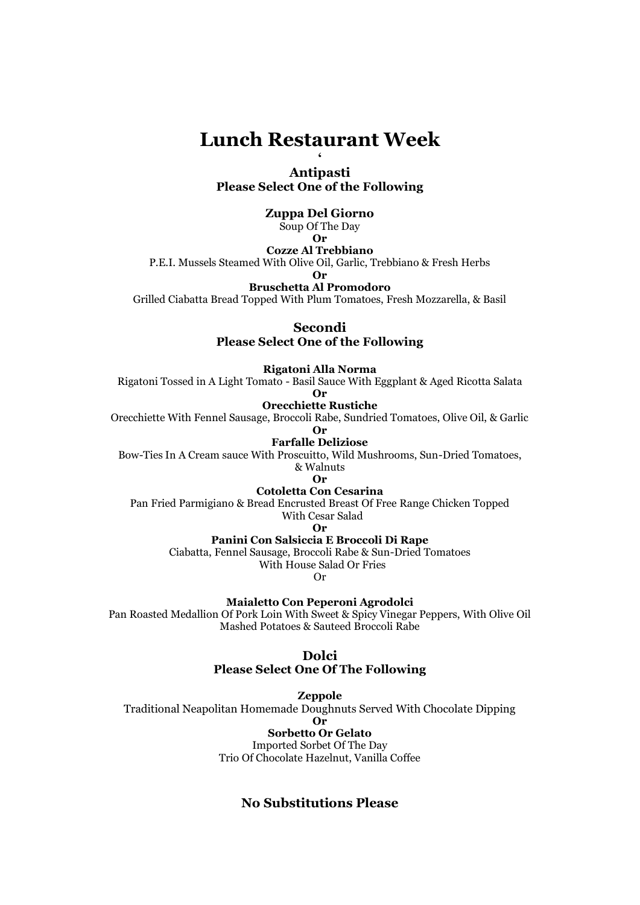# Lunch Restaurant Week

'

## Antipasti
**Please Select One of the Following**

**Zuppa Del Giorno**
Soup Of The Day
**Or**
**Cozze Al Trebbiano**
P.E.I. Mussels Steamed With Olive Oil, Garlic, Trebbiano & Fresh Herbs
**Or**
**Bruschetta Al Promodoro**
Grilled Ciabatta Bread Topped With Plum Tomatoes, Fresh Mozzarella, & Basil

## Secondi
**Please Select One of the Following**

**Rigatoni Alla Norma**
Rigatoni Tossed in A Light Tomato - Basil Sauce With Eggplant & Aged Ricotta Salata
**Or**
**Orecchiette Rustiche**
Orecchiette With Fennel Sausage, Broccoli Rabe, Sundried Tomatoes, Olive Oil, & Garlic
**Or**
**Farfalle Deliziose**
Bow-Ties In A Cream sauce With Proscuitto, Wild Mushrooms, Sun-Dried Tomatoes, & Walnuts
**Or**
**Cotoletta Con Cesarina**
Pan Fried Parmigiano & Bread Encrusted Breast Of Free Range Chicken Topped With Cesar Salad
**Or**
**Panini Con Salsiccia E Broccoli Di Rape**
Ciabatta, Fennel Sausage, Broccoli Rabe & Sun-Dried Tomatoes
With House Salad Or Fries
Or

**Maialetto Con Peperoni Agrodolci**
Pan Roasted Medallion Of Pork Loin With Sweet & Spicy Vinegar Peppers, With Olive Oil Mashed Potatoes & Sauteed Broccoli Rabe

## Dolci
**Please Select One Of The Following**

**Zeppole**
Traditional Neapolitan Homemade Doughnuts Served With Chocolate Dipping
**Or**
**Sorbetto Or Gelato**
Imported Sorbet Of The Day
Trio Of Chocolate Hazelnut, Vanilla Coffee

**No Substitutions Please**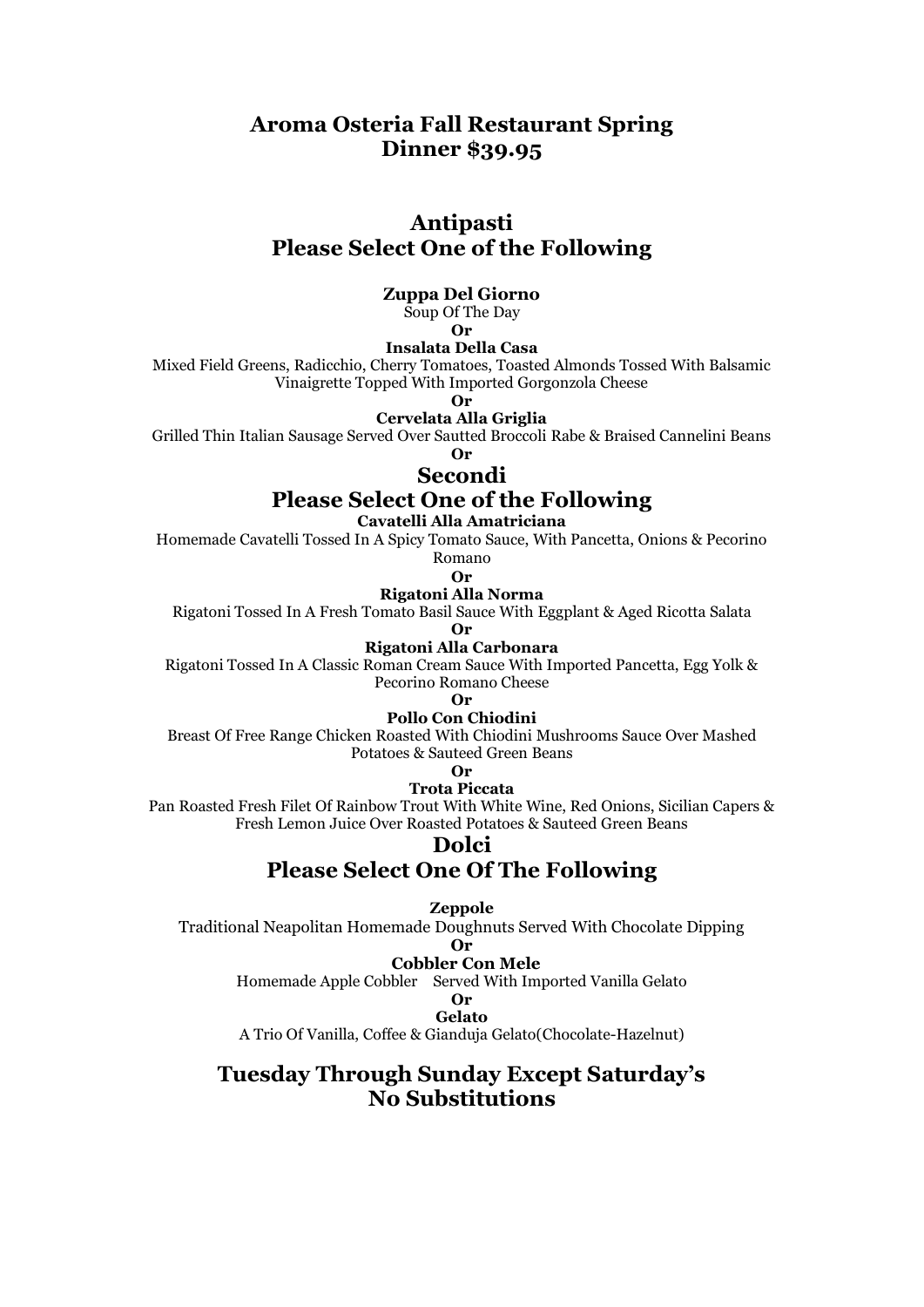# Aroma Osteria Fall Restaurant Spring Dinner $39.95

## Antipasti
## Please Select One of the Following

**Zuppa Del Giorno**
Soup Of The Day
**Or**
**Insalata Della Casa**
Mixed Field Greens, Radicchio, Cherry Tomatoes, Toasted Almonds Tossed With Balsamic Vinaigrette Topped With Imported Gorgonzola Cheese
**Or**
**Cervelata Alla Griglia**
Grilled Thin Italian Sausage Served Over Sautted Broccoli Rabe & Braised Cannelini Beans
**Or**

## Secondi
## Please Select One of the Following

**Cavatelli Alla Amatriciana**
Homemade Cavatelli Tossed In A Spicy Tomato Sauce, With Pancetta, Onions & Pecorino Romano
**Or**
**Rigatoni Alla Norma**
Rigatoni Tossed In A Fresh Tomato Basil Sauce With Eggplant & Aged Ricotta Salata
**Or**
**Rigatoni Alla Carbonara**
Rigatoni Tossed In A Classic Roman Cream Sauce With Imported Pancetta, Egg Yolk & Pecorino Romano Cheese
**Or**
**Pollo Con Chiodini**
Breast Of Free Range Chicken Roasted With Chiodini Mushrooms Sauce Over Mashed Potatoes & Sauteed Green Beans
**Or**
**Trota Piccata**
Pan Roasted Fresh Filet Of Rainbow Trout With White Wine, Red Onions, Sicilian Capers & Fresh Lemon Juice Over Roasted Potatoes & Sauteed Green Beans

## Dolci
## Please Select One Of The Following

**Zeppole**
Traditional Neapolitan Homemade Doughnuts Served With Chocolate Dipping
**Or**
**Cobbler Con Mele**
Homemade Apple Cobbler Served With Imported Vanilla Gelato
**Or**
**Gelato**
A Trio Of Vanilla, Coffee & Gianduja Gelato(Chocolate-Hazelnut)

## Tuesday Through Sunday Except Saturday's
## No Substitutions